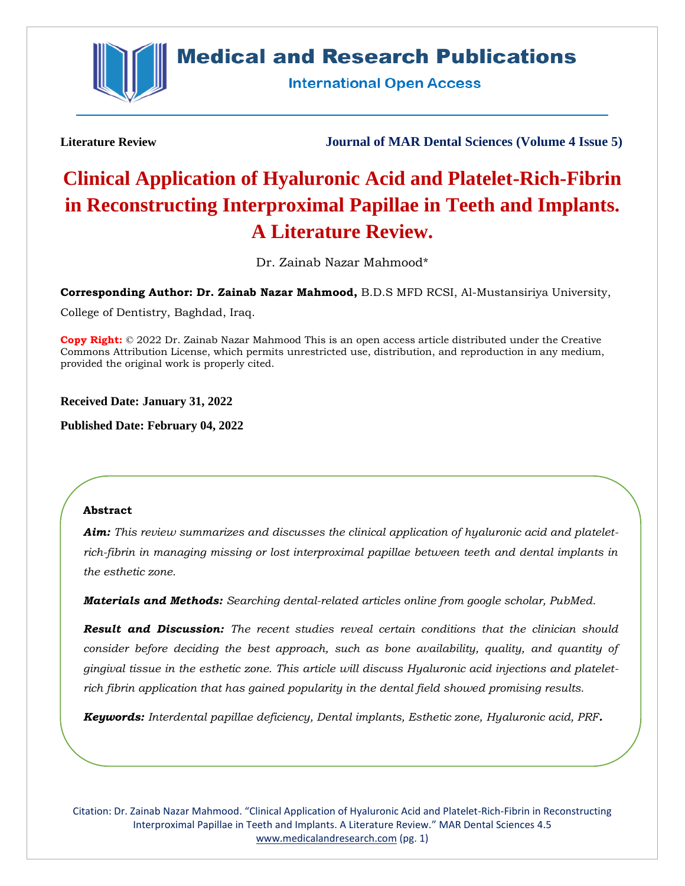Literature Review

# Clinical Application of Hyaluronic Acid and Platelet-Rich-Fibrin in Reconstructing Interproximal Papillae in Teeth and Implants. A Literature Review.

Dr. Zainab Nazar Mahmood*

**Corresponding Author: Dr. Zainab Nazar Mahmood,** B.D.S MFD RCSI, Al-Mustansiriya University, College of Dentistry, Baghdad, Iraq.

**Copy Right:** © 2022 Dr. Zainab Nazar Mahmood This is an open access article distributed under the Creative Commons Attribution License, which permits unrestricted use, distribution, and reproduction in any medium, provided the original work is properly cited.

**Received Date: January 31, 2022**

**Published Date: February 04, 2022**

## Abstract

***Aim:*** *This review summarizes and discusses the clinical application of hyaluronic acid and platelet-rich-fibrin in managing missing or lost interproximal papillae between teeth and dental implants in the esthetic zone.*

***Materials and Methods:*** *Searching dental-related articles online from google scholar, PubMed.*

***Result and Discussion:*** *The recent studies reveal certain conditions that the clinician should consider before deciding the best approach, such as bone availability, quality, and quantity of gingival tissue in the esthetic zone. This article will discuss Hyaluronic acid injections and platelet-rich fibrin application that has gained popularity in the dental field showed promising results.*

***Keywords:*** *Interdental papillae deficiency, Dental implants, Esthetic zone, Hyaluronic acid, PRF.*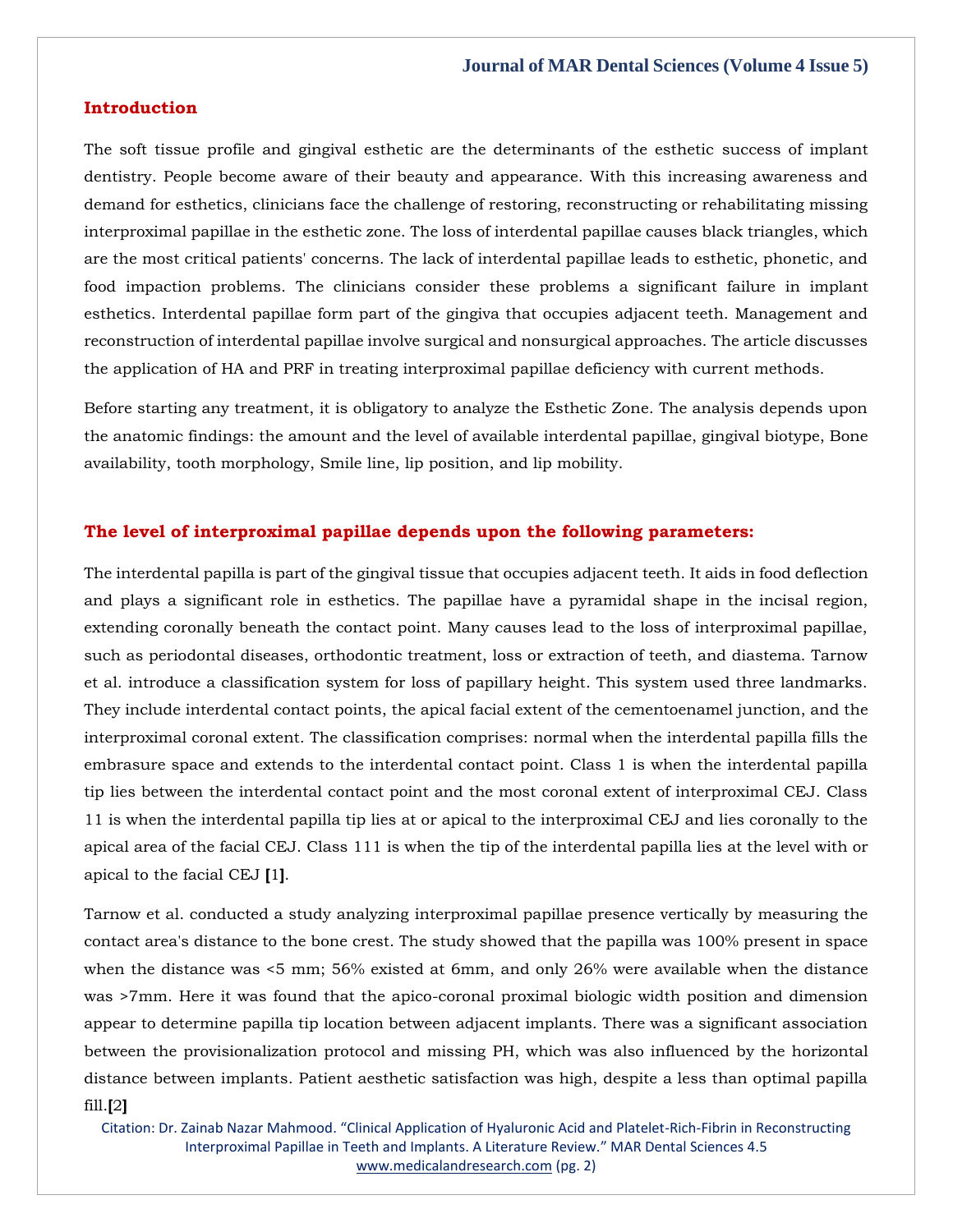## Introduction

The soft tissue profile and gingival esthetic are the determinants of the esthetic success of implant dentistry. People become aware of their beauty and appearance. With this increasing awareness and demand for esthetics, clinicians face the challenge of restoring, reconstructing or rehabilitating missing interproximal papillae in the esthetic zone. The loss of interdental papillae causes black triangles, which are the most critical patients' concerns. The lack of interdental papillae leads to esthetic, phonetic, and food impaction problems. The clinicians consider these problems a significant failure in implant esthetics. Interdental papillae form part of the gingiva that occupies adjacent teeth. Management and reconstruction of interdental papillae involve surgical and nonsurgical approaches. The article discusses the application of HA and PRF in treating interproximal papillae deficiency with current methods.

Before starting any treatment, it is obligatory to analyze the Esthetic Zone. The analysis depends upon the anatomic findings: the amount and the level of available interdental papillae, gingival biotype, Bone availability, tooth morphology, Smile line, lip position, and lip mobility.

## The level of interproximal papillae depends upon the following parameters:

The interdental papilla is part of the gingival tissue that occupies adjacent teeth. It aids in food deflection and plays a significant role in esthetics. The papillae have a pyramidal shape in the incisal region, extending coronally beneath the contact point. Many causes lead to the loss of interproximal papillae, such as periodontal diseases, orthodontic treatment, loss or extraction of teeth, and diastema. Tarnow et al. introduce a classification system for loss of papillary height. This system used three landmarks. They include interdental contact points, the apical facial extent of the cementoenamel junction, and the interproximal coronal extent. The classification comprises: normal when the interdental papilla fills the embrasure space and extends to the interdental contact point. Class 1 is when the interdental papilla tip lies between the interdental contact point and the most coronal extent of interproximal CEJ. Class 11 is when the interdental papilla tip lies at or apical to the interproximal CEJ and lies coronally to the apical area of the facial CEJ. Class 111 is when the tip of the interdental papilla lies at the level with or apical to the facial CEJ **[**1**]**.

Tarnow et al. conducted a study analyzing interproximal papillae presence vertically by measuring the contact area's distance to the bone crest. The study showed that the papilla was 100% present in space when the distance was <5 mm; 56% existed at 6mm, and only 26% were available when the distance was >7mm. Here it was found that the apico-coronal proximal biologic width position and dimension appear to determine papilla tip location between adjacent implants. There was a significant association between the provisionalization protocol and missing PH, which was also influenced by the horizontal distance between implants. Patient aesthetic satisfaction was high, despite a less than optimal papilla fill.**[**2**]**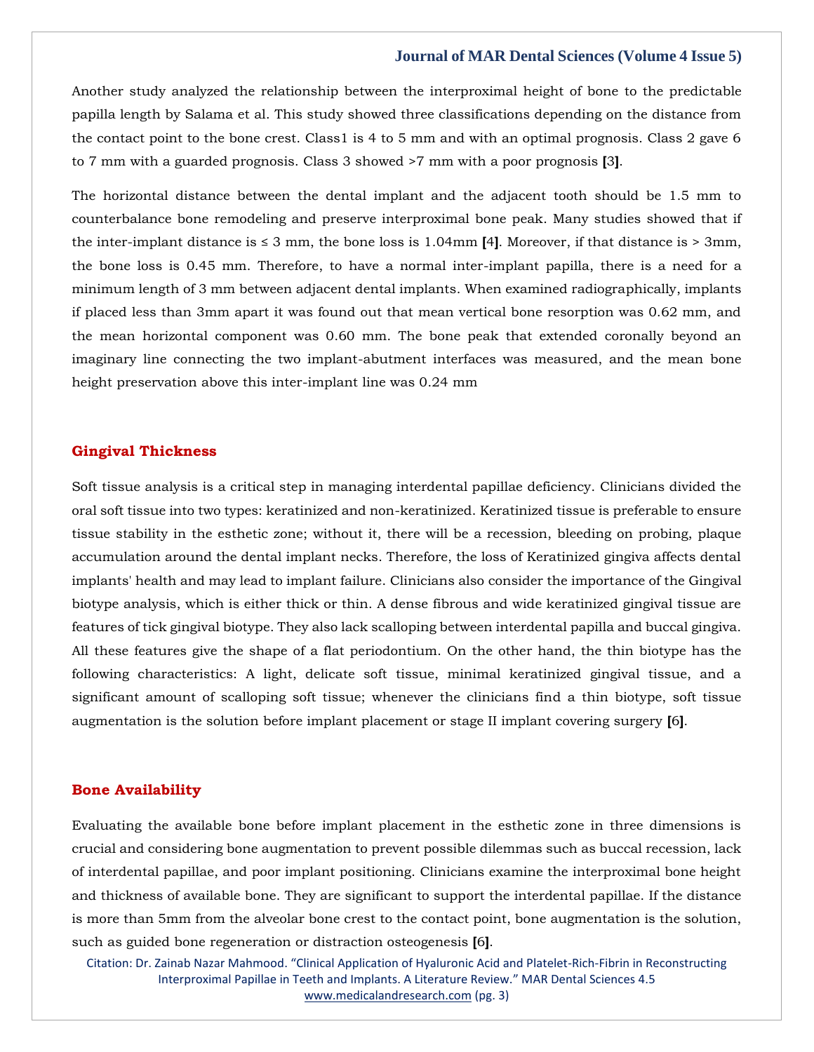Another study analyzed the relationship between the interproximal height of bone to the predictable papilla length by Salama et al. This study showed three classifications depending on the distance from the contact point to the bone crest. Class1 is 4 to 5 mm and with an optimal prognosis. Class 2 gave 6 to 7 mm with a guarded prognosis. Class 3 showed >7 mm with a poor prognosis **[**3**]**.

The horizontal distance between the dental implant and the adjacent tooth should be 1.5 mm to counterbalance bone remodeling and preserve interproximal bone peak. Many studies showed that if the inter-implant distance is ≤ 3 mm, the bone loss is 1.04mm **[**4**]**. Moreover, if that distance is > 3mm, the bone loss is 0.45 mm. Therefore, to have a normal inter-implant papilla, there is a need for a minimum length of 3 mm between adjacent dental implants. When examined radiographically, implants if placed less than 3mm apart it was found out that mean vertical bone resorption was 0.62 mm, and the mean horizontal component was 0.60 mm. The bone peak that extended coronally beyond an imaginary line connecting the two implant-abutment interfaces was measured, and the mean bone height preservation above this inter-implant line was 0.24 mm

## Gingival Thickness

Soft tissue analysis is a critical step in managing interdental papillae deficiency. Clinicians divided the oral soft tissue into two types: keratinized and non-keratinized. Keratinized tissue is preferable to ensure tissue stability in the esthetic zone; without it, there will be a recession, bleeding on probing, plaque accumulation around the dental implant necks. Therefore, the loss of Keratinized gingiva affects dental implants' health and may lead to implant failure. Clinicians also consider the importance of the Gingival biotype analysis, which is either thick or thin. A dense fibrous and wide keratinized gingival tissue are features of tick gingival biotype. They also lack scalloping between interdental papilla and buccal gingiva. All these features give the shape of a flat periodontium. On the other hand, the thin biotype has the following characteristics: A light, delicate soft tissue, minimal keratinized gingival tissue, and a significant amount of scalloping soft tissue; whenever the clinicians find a thin biotype, soft tissue augmentation is the solution before implant placement or stage II implant covering surgery **[**6**]**.

## Bone Availability

Evaluating the available bone before implant placement in the esthetic zone in three dimensions is crucial and considering bone augmentation to prevent possible dilemmas such as buccal recession, lack of interdental papillae, and poor implant positioning. Clinicians examine the interproximal bone height and thickness of available bone. They are significant to support the interdental papillae. If the distance is more than 5mm from the alveolar bone crest to the contact point, bone augmentation is the solution, such as guided bone regeneration or distraction osteogenesis **[**6**]**.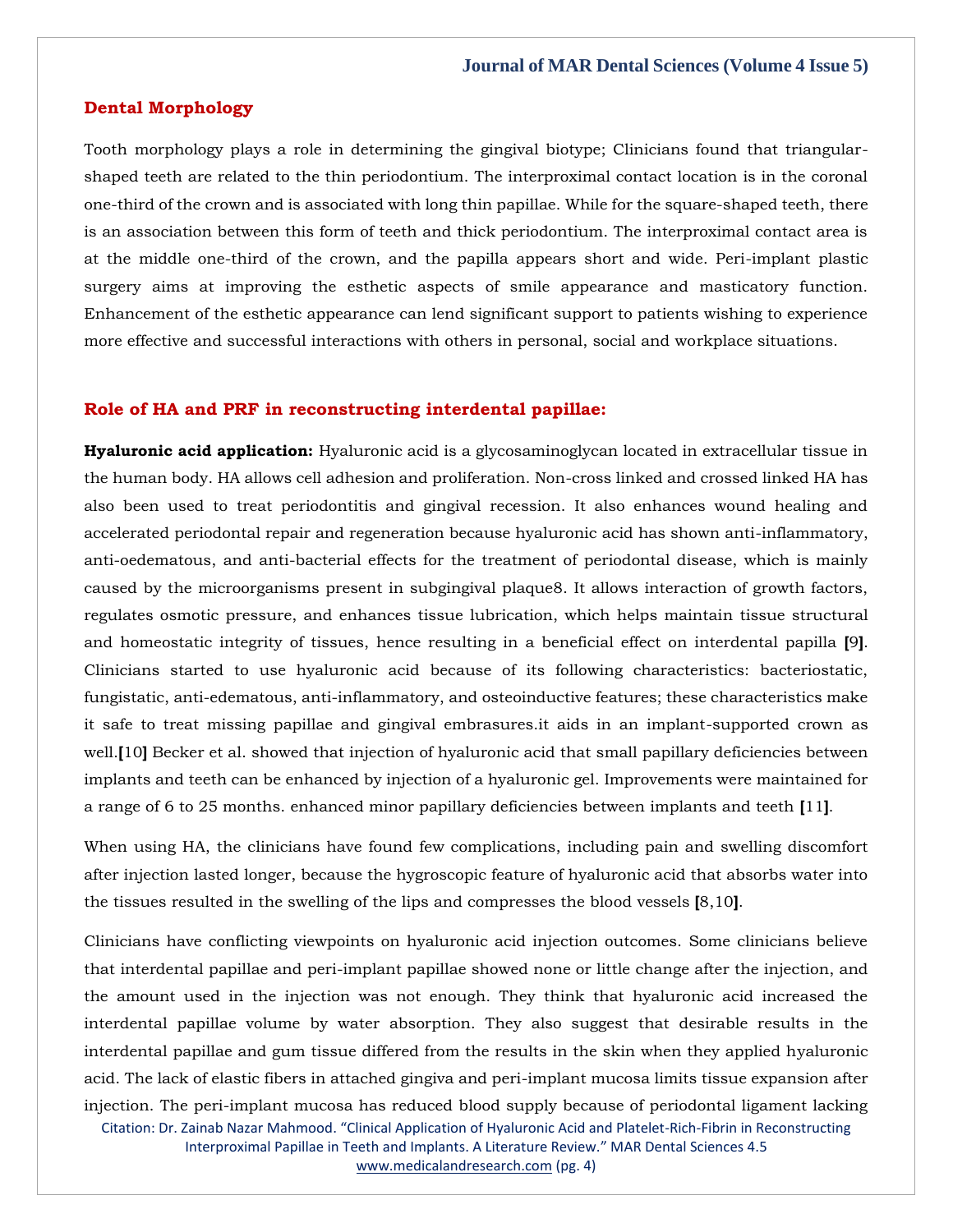## Dental Morphology

Tooth morphology plays a role in determining the gingival biotype; Clinicians found that triangular-shaped teeth are related to the thin periodontium. The interproximal contact location is in the coronal one-third of the crown and is associated with long thin papillae. While for the square-shaped teeth, there is an association between this form of teeth and thick periodontium. The interproximal contact area is at the middle one-third of the crown, and the papilla appears short and wide. Peri-implant plastic surgery aims at improving the esthetic aspects of smile appearance and masticatory function. Enhancement of the esthetic appearance can lend significant support to patients wishing to experience more effective and successful interactions with others in personal, social and workplace situations.

## Role of HA and PRF in reconstructing interdental papillae:

**Hyaluronic acid application:** Hyaluronic acid is a glycosaminoglycan located in extracellular tissue in the human body. HA allows cell adhesion and proliferation. Non-cross linked and crossed linked HA has also been used to treat periodontitis and gingival recession. It also enhances wound healing and accelerated periodontal repair and regeneration because hyaluronic acid has shown anti-inflammatory, anti-oedematous, and anti-bacterial effects for the treatment of periodontal disease, which is mainly caused by the microorganisms present in subgingival plaque8. It allows interaction of growth factors, regulates osmotic pressure, and enhances tissue lubrication, which helps maintain tissue structural and homeostatic integrity of tissues, hence resulting in a beneficial effect on interdental papilla [9]. Clinicians started to use hyaluronic acid because of its following characteristics: bacteriostatic, fungistatic, anti-edematous, anti-inflammatory, and osteoinductive features; these characteristics make it safe to treat missing papillae and gingival embrasures.it aids in an implant-supported crown as well.[10] Becker et al. showed that injection of hyaluronic acid that small papillary deficiencies between implants and teeth can be enhanced by injection of a hyaluronic gel. Improvements were maintained for a range of 6 to 25 months. enhanced minor papillary deficiencies between implants and teeth [11].

When using HA, the clinicians have found few complications, including pain and swelling discomfort after injection lasted longer, because the hygroscopic feature of hyaluronic acid that absorbs water into the tissues resulted in the swelling of the lips and compresses the blood vessels [8,10].

Clinicians have conflicting viewpoints on hyaluronic acid injection outcomes. Some clinicians believe that interdental papillae and peri-implant papillae showed none or little change after the injection, and the amount used in the injection was not enough. They think that hyaluronic acid increased the interdental papillae volume by water absorption. They also suggest that desirable results in the interdental papillae and gum tissue differed from the results in the skin when they applied hyaluronic acid. The lack of elastic fibers in attached gingiva and peri-implant mucosa limits tissue expansion after injection. The peri-implant mucosa has reduced blood supply because of periodontal ligament lacking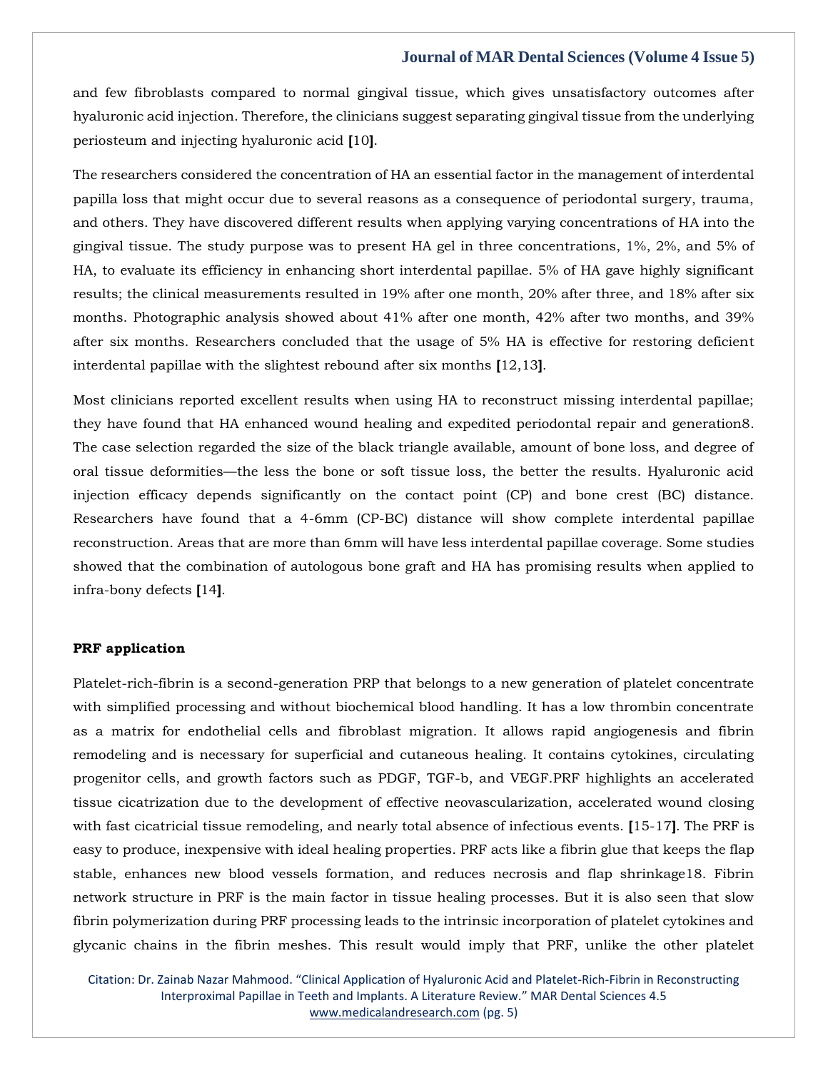and few fibroblasts compared to normal gingival tissue, which gives unsatisfactory outcomes after hyaluronic acid injection. Therefore, the clinicians suggest separating gingival tissue from the underlying periosteum and injecting hyaluronic acid [10].

The researchers considered the concentration of HA an essential factor in the management of interdental papilla loss that might occur due to several reasons as a consequence of periodontal surgery, trauma, and others. They have discovered different results when applying varying concentrations of HA into the gingival tissue. The study purpose was to present HA gel in three concentrations, 1%, 2%, and 5% of HA, to evaluate its efficiency in enhancing short interdental papillae. 5% of HA gave highly significant results; the clinical measurements resulted in 19% after one month, 20% after three, and 18% after six months. Photographic analysis showed about 41% after one month, 42% after two months, and 39% after six months. Researchers concluded that the usage of 5% HA is effective for restoring deficient interdental papillae with the slightest rebound after six months [12,13].

Most clinicians reported excellent results when using HA to reconstruct missing interdental papillae; they have found that HA enhanced wound healing and expedited periodontal repair and generation8. The case selection regarded the size of the black triangle available, amount of bone loss, and degree of oral tissue deformities—the less the bone or soft tissue loss, the better the results. Hyaluronic acid injection efficacy depends significantly on the contact point (CP) and bone crest (BC) distance. Researchers have found that a 4-6mm (CP-BC) distance will show complete interdental papillae reconstruction. Areas that are more than 6mm will have less interdental papillae coverage. Some studies showed that the combination of autologous bone graft and HA has promising results when applied to infra-bony defects [14].

**PRF application**

Platelet-rich-fibrin is a second-generation PRP that belongs to a new generation of platelet concentrate with simplified processing and without biochemical blood handling. It has a low thrombin concentrate as a matrix for endothelial cells and fibroblast migration. It allows rapid angiogenesis and fibrin remodeling and is necessary for superficial and cutaneous healing. It contains cytokines, circulating progenitor cells, and growth factors such as PDGF, TGF-b, and VEGF.PRF highlights an accelerated tissue cicatrization due to the development of effective neovascularization, accelerated wound closing with fast cicatricial tissue remodeling, and nearly total absence of infectious events. [15-17]. The PRF is easy to produce, inexpensive with ideal healing properties. PRF acts like a fibrin glue that keeps the flap stable, enhances new blood vessels formation, and reduces necrosis and flap shrinkage18. Fibrin network structure in PRF is the main factor in tissue healing processes. But it is also seen that slow fibrin polymerization during PRF processing leads to the intrinsic incorporation of platelet cytokines and glycanic chains in the fibrin meshes. This result would imply that PRF, unlike the other platelet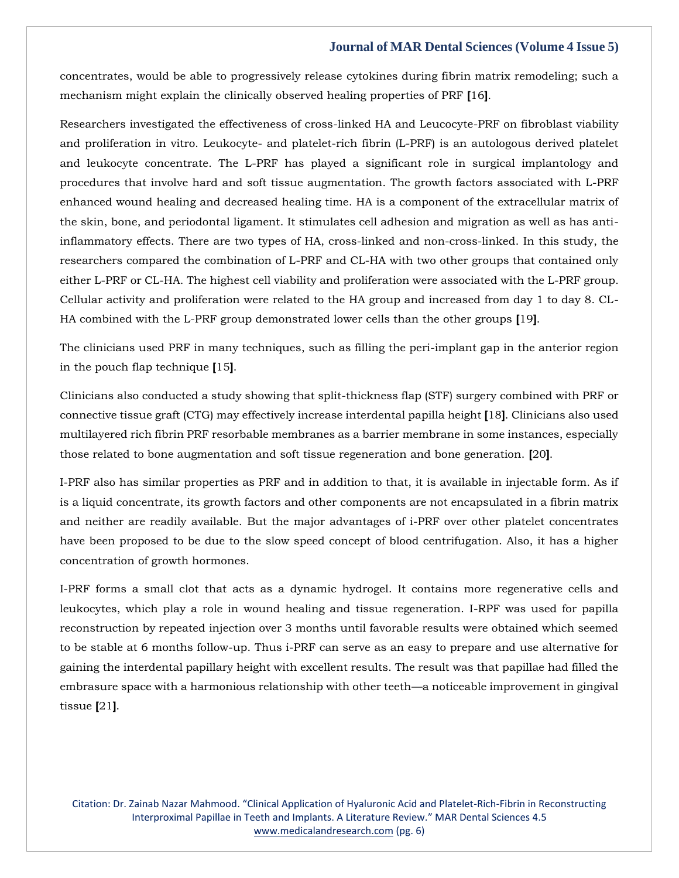concentrates, would be able to progressively release cytokines during fibrin matrix remodeling; such a mechanism might explain the clinically observed healing properties of PRF [16].

Researchers investigated the effectiveness of cross-linked HA and Leucocyte-PRF on fibroblast viability and proliferation in vitro. Leukocyte- and platelet-rich fibrin (L-PRF) is an autologous derived platelet and leukocyte concentrate. The L-PRF has played a significant role in surgical implantology and procedures that involve hard and soft tissue augmentation. The growth factors associated with L-PRF enhanced wound healing and decreased healing time. HA is a component of the extracellular matrix of the skin, bone, and periodontal ligament. It stimulates cell adhesion and migration as well as has anti-inflammatory effects. There are two types of HA, cross-linked and non-cross-linked. In this study, the researchers compared the combination of L-PRF and CL-HA with two other groups that contained only either L-PRF or CL-HA. The highest cell viability and proliferation were associated with the L-PRF group. Cellular activity and proliferation were related to the HA group and increased from day 1 to day 8. CL-HA combined with the L-PRF group demonstrated lower cells than the other groups [19].

The clinicians used PRF in many techniques, such as filling the peri-implant gap in the anterior region in the pouch flap technique [15].

Clinicians also conducted a study showing that split-thickness flap (STF) surgery combined with PRF or connective tissue graft (CTG) may effectively increase interdental papilla height [18]. Clinicians also used multilayered rich fibrin PRF resorbable membranes as a barrier membrane in some instances, especially those related to bone augmentation and soft tissue regeneration and bone generation. [20].

I-PRF also has similar properties as PRF and in addition to that, it is available in injectable form. As if is a liquid concentrate, its growth factors and other components are not encapsulated in a fibrin matrix and neither are readily available. But the major advantages of i-PRF over other platelet concentrates have been proposed to be due to the slow speed concept of blood centrifugation. Also, it has a higher concentration of growth hormones.

I-PRF forms a small clot that acts as a dynamic hydrogel. It contains more regenerative cells and leukocytes, which play a role in wound healing and tissue regeneration. I-RPF was used for papilla reconstruction by repeated injection over 3 months until favorable results were obtained which seemed to be stable at 6 months follow-up. Thus i-PRF can serve as an easy to prepare and use alternative for gaining the interdental papillary height with excellent results. The result was that papillae had filled the embrasure space with a harmonious relationship with other teeth—a noticeable improvement in gingival tissue [21].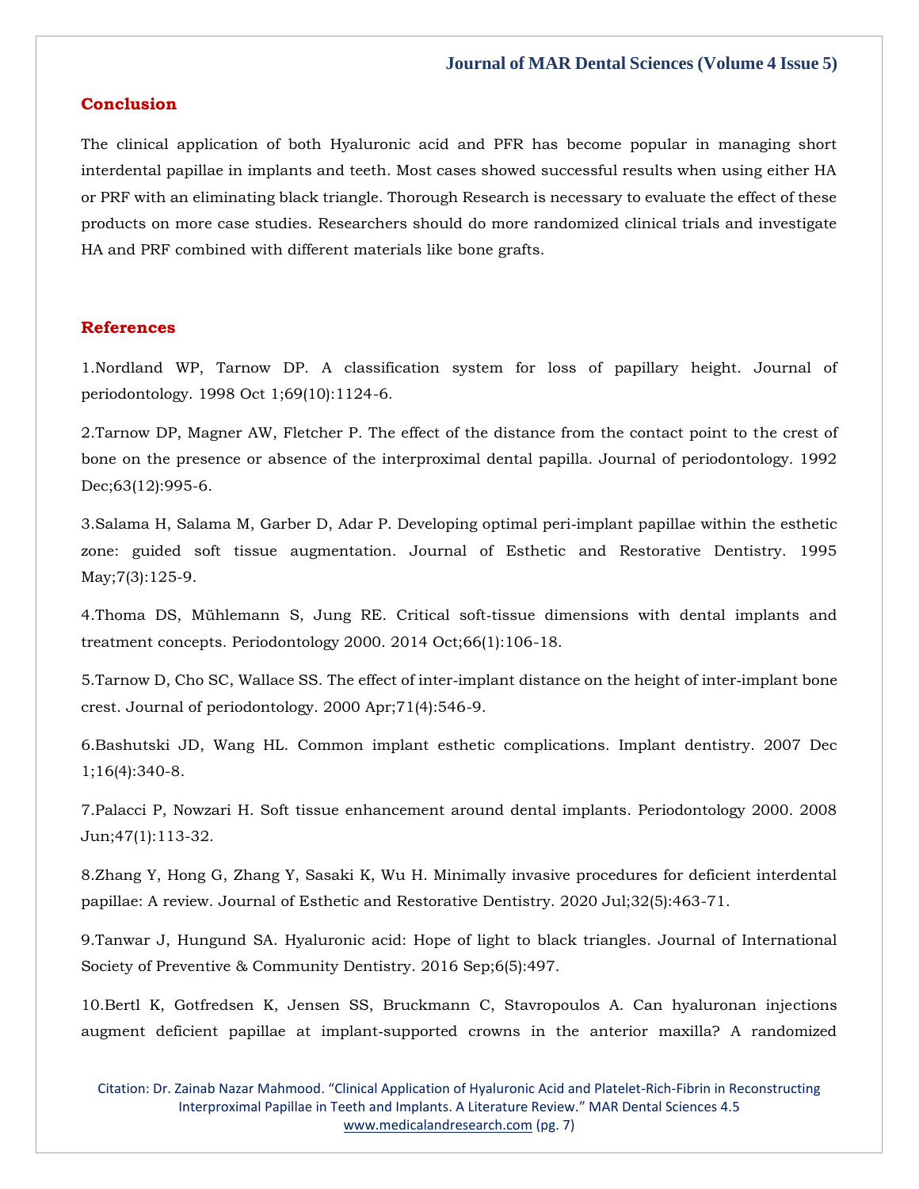## Conclusion

The clinical application of both Hyaluronic acid and PFR has become popular in managing short interdental papillae in implants and teeth. Most cases showed successful results when using either HA or PRF with an eliminating black triangle. Thorough Research is necessary to evaluate the effect of these products on more case studies. Researchers should do more randomized clinical trials and investigate HA and PRF combined with different materials like bone grafts.

## References

1.Nordland WP, Tarnow DP. A classification system for loss of papillary height. Journal of periodontology. 1998 Oct 1;69(10):1124-6.

2.Tarnow DP, Magner AW, Fletcher P. The effect of the distance from the contact point to the crest of bone on the presence or absence of the interproximal dental papilla. Journal of periodontology. 1992 Dec;63(12):995-6.

3.Salama H, Salama M, Garber D, Adar P. Developing optimal peri-implant papillae within the esthetic zone: guided soft tissue augmentation. Journal of Esthetic and Restorative Dentistry. 1995 May;7(3):125-9.

4.Thoma DS, Mühlemann S, Jung RE. Critical soft-tissue dimensions with dental implants and treatment concepts. Periodontology 2000. 2014 Oct;66(1):106-18.

5.Tarnow D, Cho SC, Wallace SS. The effect of inter-implant distance on the height of inter-implant bone crest. Journal of periodontology. 2000 Apr;71(4):546-9.

6.Bashutski JD, Wang HL. Common implant esthetic complications. Implant dentistry. 2007 Dec 1;16(4):340-8.

7.Palacci P, Nowzari H. Soft tissue enhancement around dental implants. Periodontology 2000. 2008 Jun;47(1):113-32.

8.Zhang Y, Hong G, Zhang Y, Sasaki K, Wu H. Minimally invasive procedures for deficient interdental papillae: A review. Journal of Esthetic and Restorative Dentistry. 2020 Jul;32(5):463-71.

9.Tanwar J, Hungund SA. Hyaluronic acid: Hope of light to black triangles. Journal of International Society of Preventive & Community Dentistry. 2016 Sep;6(5):497.

10.Bertl K, Gotfredsen K, Jensen SS, Bruckmann C, Stavropoulos A. Can hyaluronan injections augment deficient papillae at implant-supported crowns in the anterior maxilla? A randomized

Citation: Dr. Zainab Nazar Mahmood. "Clinical Application of Hyaluronic Acid and Platelet-Rich-Fibrin in Reconstructing Interproximal Papillae in Teeth and Implants. A Literature Review." MAR Dental Sciences 4.5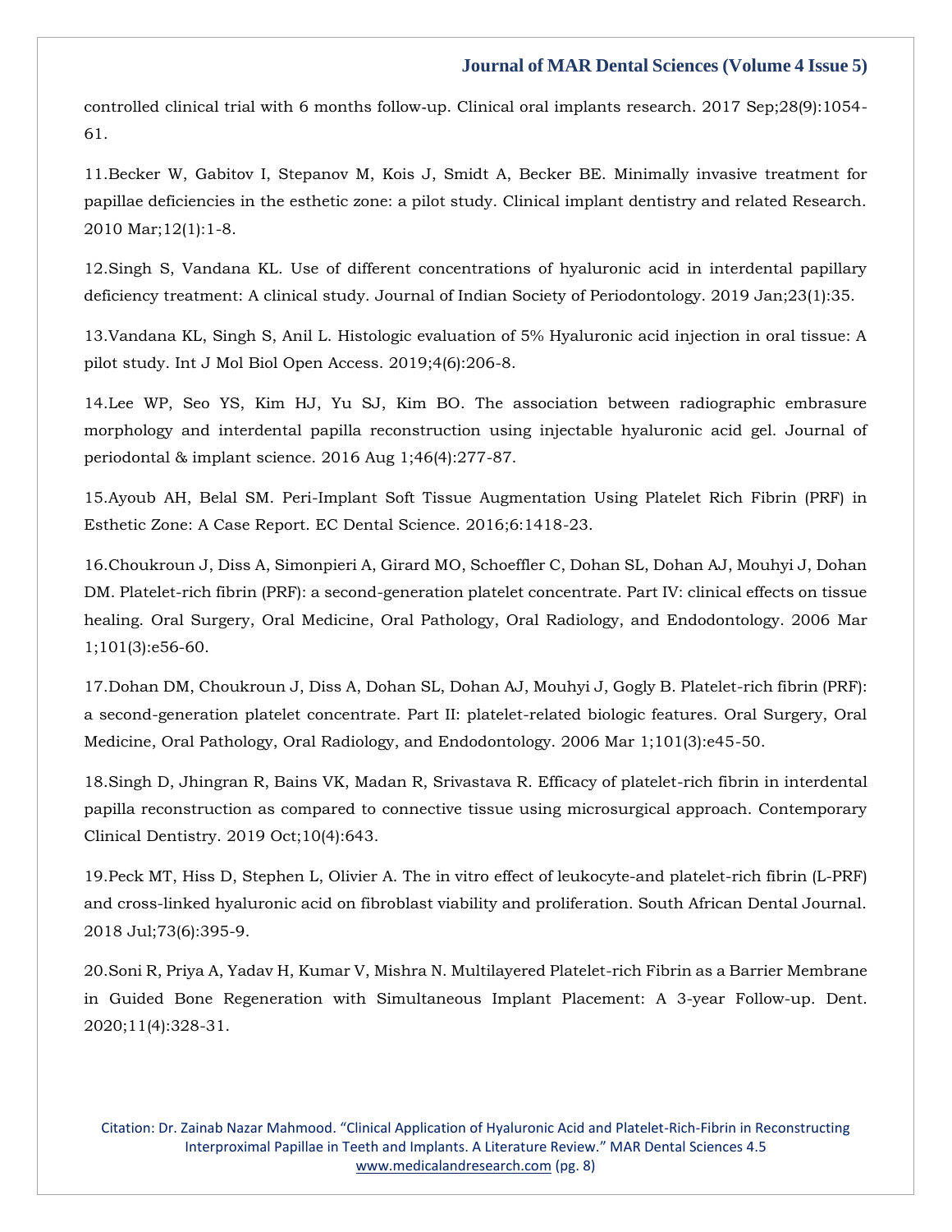controlled clinical trial with 6 months follow-up. Clinical oral implants research. 2017 Sep;28(9):1054-61.

11.Becker W, Gabitov I, Stepanov M, Kois J, Smidt A, Becker BE. Minimally invasive treatment for papillae deficiencies in the esthetic zone: a pilot study. Clinical implant dentistry and related Research. 2010 Mar;12(1):1-8.

12.Singh S, Vandana KL. Use of different concentrations of hyaluronic acid in interdental papillary deficiency treatment: A clinical study. Journal of Indian Society of Periodontology. 2019 Jan;23(1):35.

13.Vandana KL, Singh S, Anil L. Histologic evaluation of 5% Hyaluronic acid injection in oral tissue: A pilot study. Int J Mol Biol Open Access. 2019;4(6):206-8.

14.Lee WP, Seo YS, Kim HJ, Yu SJ, Kim BO. The association between radiographic embrasure morphology and interdental papilla reconstruction using injectable hyaluronic acid gel. Journal of periodontal & implant science. 2016 Aug 1;46(4):277-87.

15.Ayoub AH, Belal SM. Peri-Implant Soft Tissue Augmentation Using Platelet Rich Fibrin (PRF) in Esthetic Zone: A Case Report. EC Dental Science. 2016;6:1418-23.

16.Choukroun J, Diss A, Simonpieri A, Girard MO, Schoeffler C, Dohan SL, Dohan AJ, Mouhyi J, Dohan DM. Platelet-rich fibrin (PRF): a second-generation platelet concentrate. Part IV: clinical effects on tissue healing. Oral Surgery, Oral Medicine, Oral Pathology, Oral Radiology, and Endodontology. 2006 Mar 1;101(3):e56-60.

17.Dohan DM, Choukroun J, Diss A, Dohan SL, Dohan AJ, Mouhyi J, Gogly B. Platelet-rich fibrin (PRF): a second-generation platelet concentrate. Part II: platelet-related biologic features. Oral Surgery, Oral Medicine, Oral Pathology, Oral Radiology, and Endodontology. 2006 Mar 1;101(3):e45-50.

18.Singh D, Jhingran R, Bains VK, Madan R, Srivastava R. Efficacy of platelet-rich fibrin in interdental papilla reconstruction as compared to connective tissue using microsurgical approach. Contemporary Clinical Dentistry. 2019 Oct;10(4):643.

19.Peck MT, Hiss D, Stephen L, Olivier A. The in vitro effect of leukocyte-and platelet-rich fibrin (L-PRF) and cross-linked hyaluronic acid on fibroblast viability and proliferation. South African Dental Journal. 2018 Jul;73(6):395-9.

20.Soni R, Priya A, Yadav H, Kumar V, Mishra N. Multilayered Platelet-rich Fibrin as a Barrier Membrane in Guided Bone Regeneration with Simultaneous Implant Placement: A 3-year Follow-up. Dent. 2020;11(4):328-31.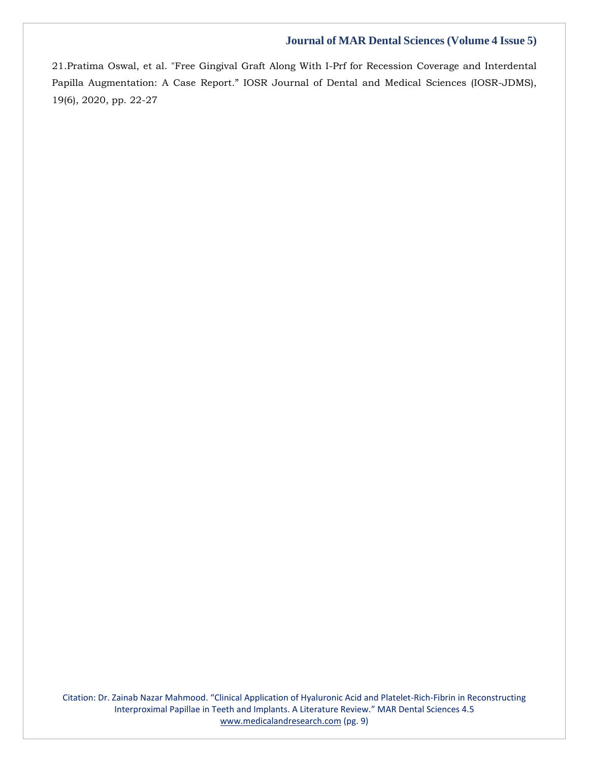21.Pratima Oswal, et al. "Free Gingival Graft Along With I-Prf for Recession Coverage and Interdental Papilla Augmentation: A Case Report." IOSR Journal of Dental and Medical Sciences (IOSR-JDMS), 19(6), 2020, pp. 22-27